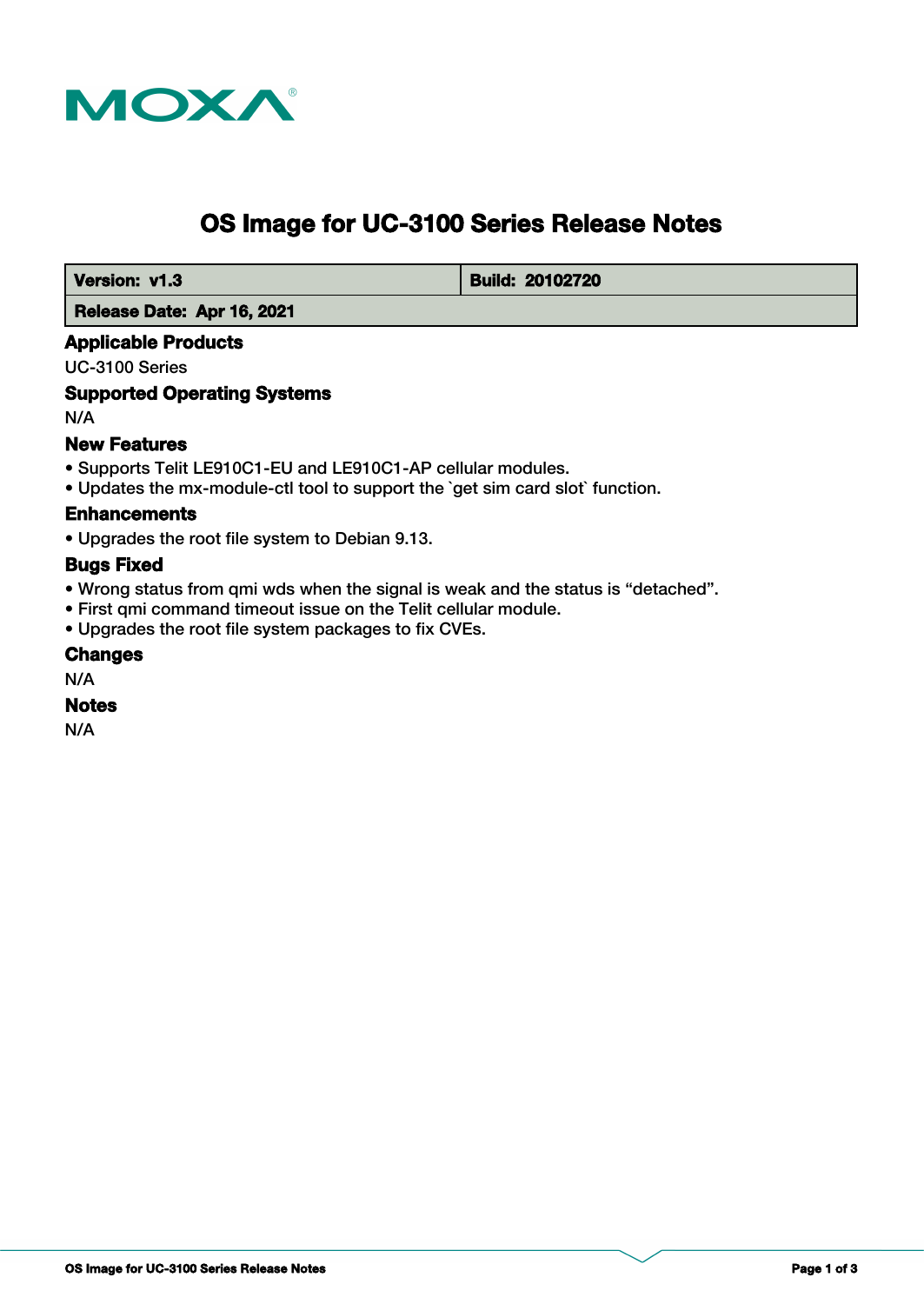# OS Image for UC-3100 Series Release Notes

| **Version: v1.3** | **Build: 20102720** |
| --- | --- |
| **Release Date: Apr 16, 2021** | |

## Applicable Products

UC-3100 Series

## Supported Operating Systems

N/A

## New Features

- Supports Telit LE910C1-EU and LE910C1-AP cellular modules.
- Updates the mx-module-ctl tool to support the `get sim card slot` function.

## Enhancements

- Upgrades the root file system to Debian 9.13.

## Bugs Fixed

- Wrong status from qmi wds when the signal is weak and the status is “detached”.
- First qmi command timeout issue on the Telit cellular module.
- Upgrades the root file system packages to fix CVEs.

## Changes

N/A

## Notes

N/A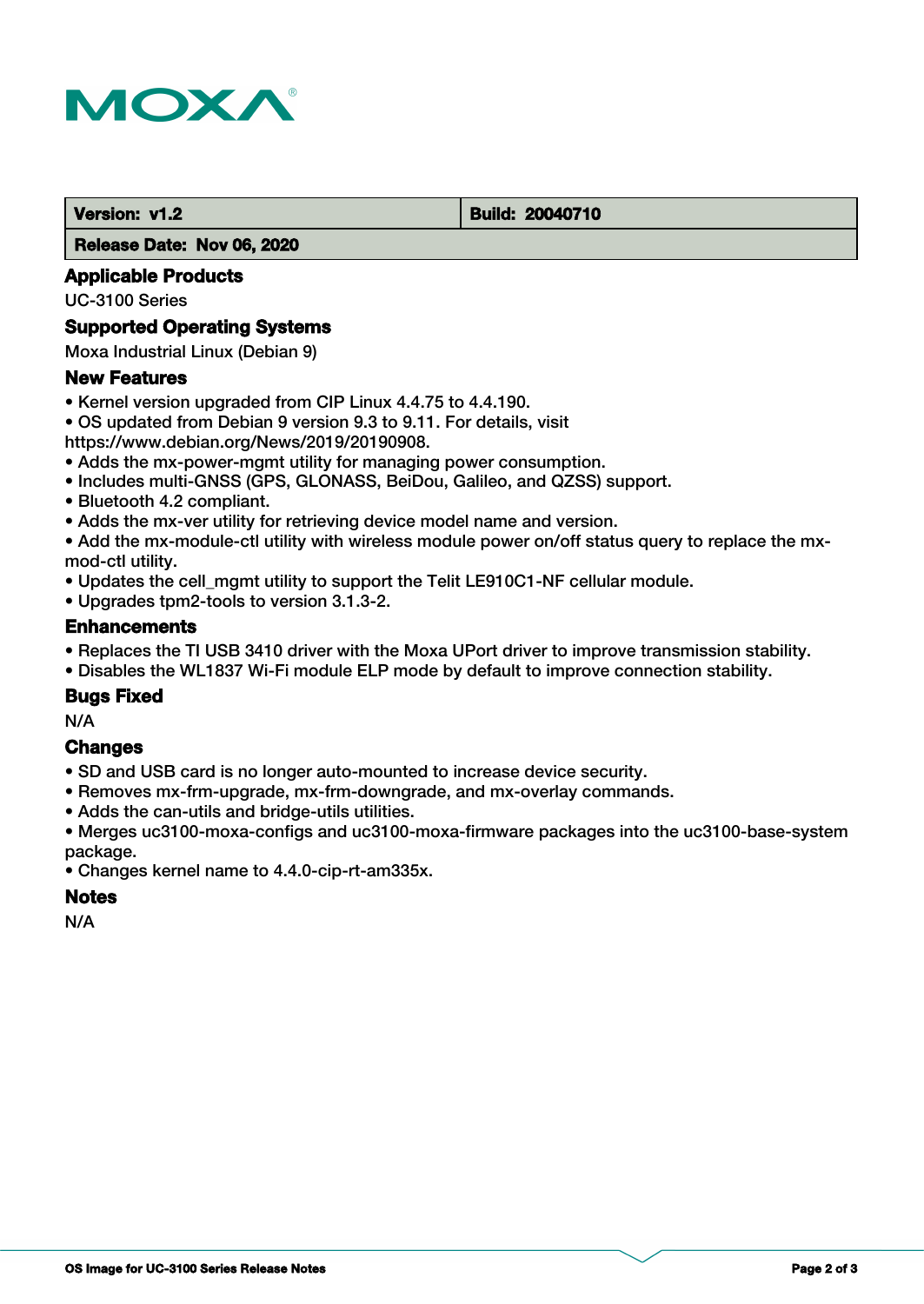| Version: v1.2 | Build: 20040710 |
| --- | --- |
| Release Date: Nov 06, 2020 | |

## Applicable Products

UC-3100 Series

## Supported Operating Systems

Moxa Industrial Linux (Debian 9)

## New Features

- Kernel version upgraded from CIP Linux 4.4.75 to 4.4.190.
- OS updated from Debian 9 version 9.3 to 9.11. For details, visit https://www.debian.org/News/2019/20190908.
- Adds the mx-power-mgmt utility for managing power consumption.
- Includes multi-GNSS (GPS, GLONASS, BeiDou, Galileo, and QZSS) support.
- Bluetooth 4.2 compliant.
- Adds the mx-ver utility for retrieving device model name and version.
- Add the mx-module-ctl utility with wireless module power on/off status query to replace the mx-mod-ctl utility.
- Updates the cell_mgmt utility to support the Telit LE910C1-NF cellular module.
- Upgrades tpm2-tools to version 3.1.3-2.

## Enhancements

- Replaces the TI USB 3410 driver with the Moxa UPort driver to improve transmission stability.
- Disables the WL1837 Wi-Fi module ELP mode by default to improve connection stability.

## Bugs Fixed

N/A

## Changes

- SD and USB card is no longer auto-mounted to increase device security.
- Removes mx-frm-upgrade, mx-frm-downgrade, and mx-overlay commands.
- Adds the can-utils and bridge-utils utilities.
- Merges uc3100-moxa-configs and uc3100-moxa-firmware packages into the uc3100-base-system package.
- Changes kernel name to 4.4.0-cip-rt-am335x.

## Notes

N/A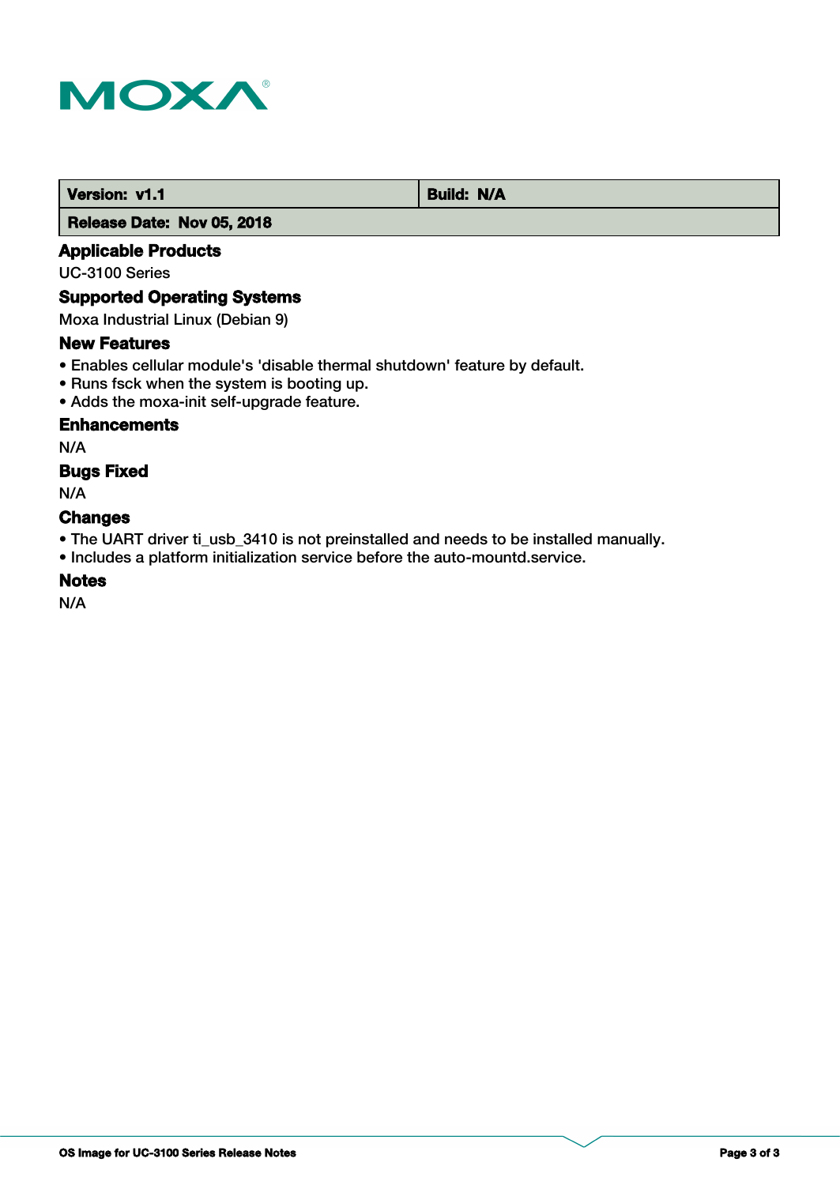| Version: v1.1 | Build: N/A |
| --- | --- |
| Release Date: Nov 05, 2018 | |

### Applicable Products

UC-3100 Series

### Supported Operating Systems

Moxa Industrial Linux (Debian 9)

### New Features

- Enables cellular module's 'disable thermal shutdown' feature by default.
- Runs fsck when the system is booting up.
- Adds the moxa-init self-upgrade feature.

### Enhancements

N/A

### Bugs Fixed

N/A

### Changes

- The UART driver ti_usb_3410 is not preinstalled and needs to be installed manually.
- Includes a platform initialization service before the auto-mountd.service.

### Notes

N/A